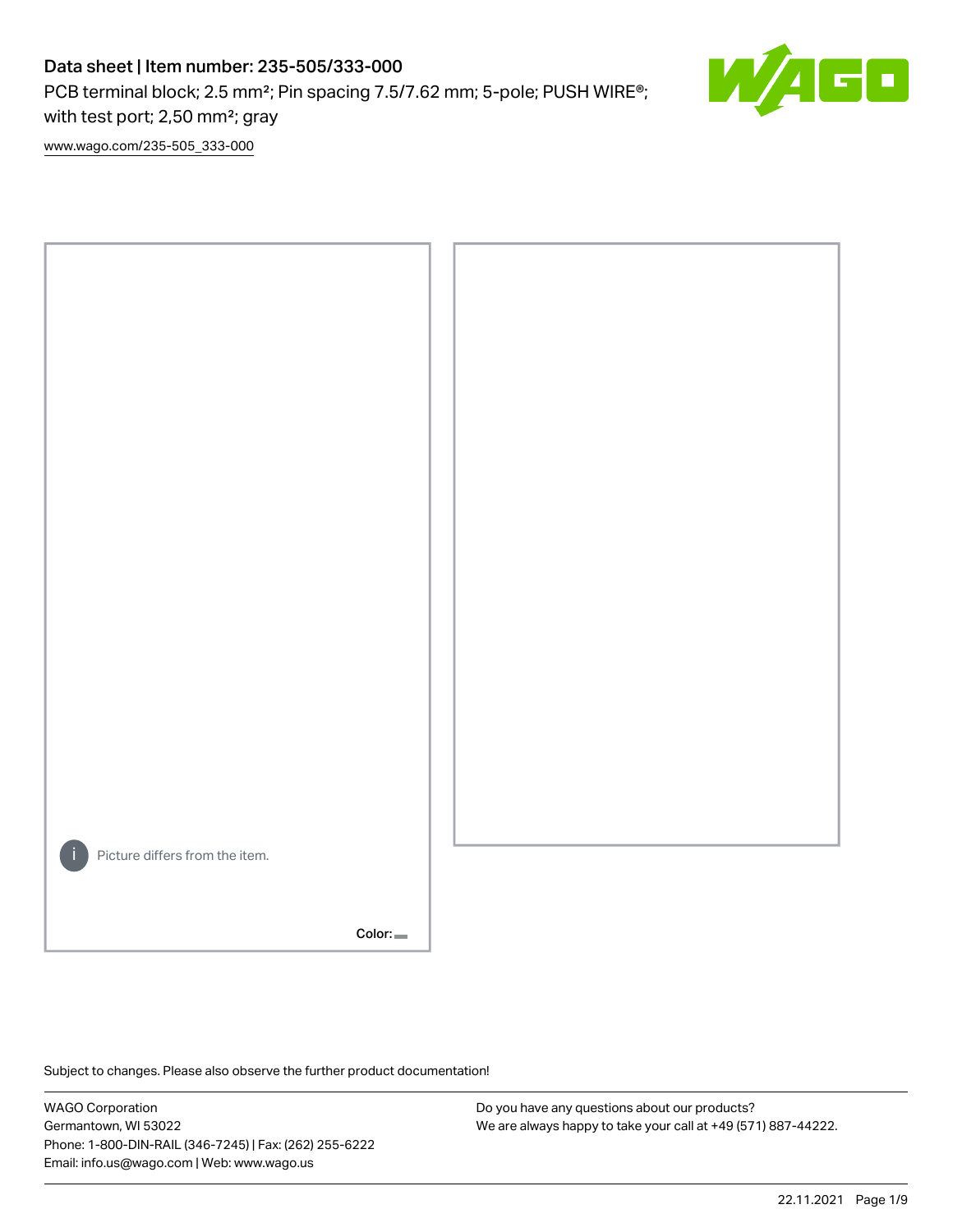# Data sheet | Item number: 235-505/333-000

PCB terminal block; 2.5 mm²; Pin spacing 7.5/7.62 mm; 5-pole; PUSH WIRE®; with test port; 2,50 mm²; gray

www.wago.com/235-505_333-000

Picture differs from the item.

Color:

Subject to changes. Please also observe the further product documentation!

WAGO Corporation
Germantown, WI 53022
Phone: 1-800-DIN-RAIL (346-7245) | Fax: (262) 255-6222
Email: info.us@wago.com | Web: www.wago.us

Do you have any questions about our products?
We are always happy to take your call at +49 (571) 887-44222.

22.11.2021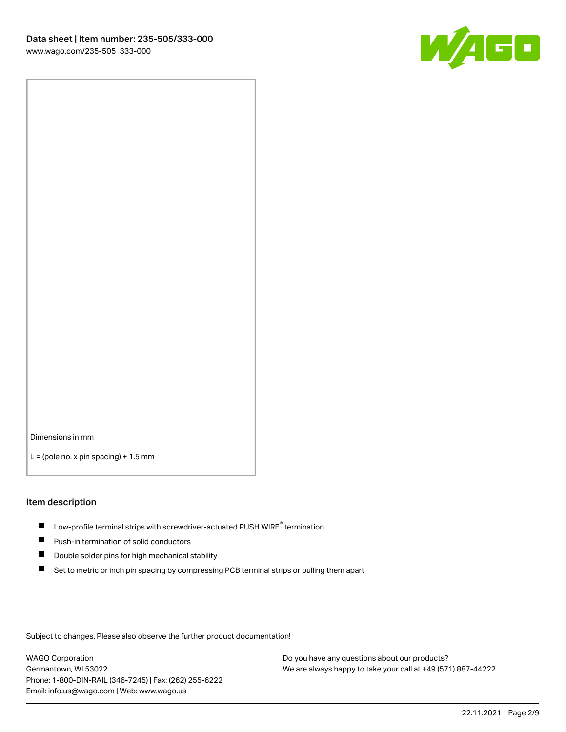Dimensions in mm

L = (pole no. x pin spacing) + 1.5 mm

## Item description

- Low-profile terminal strips with screwdriver-actuated PUSH WIRE® termination
- Push-in termination of solid conductors
- Double solder pins for high mechanical stability
- Set to metric or inch pin spacing by compressing PCB terminal strips or pulling them apart

Subject to changes. Please also observe the further product documentation!

WAGO Corporation
Germantown, WI 53022
Phone: 1-800-DIN-RAIL (346-7245) | Fax: (262) 255-6222
Email: info.us@wago.com | Web: www.wago.us

Do you have any questions about our products?
We are always happy to take your call at +49 (571) 887-44222.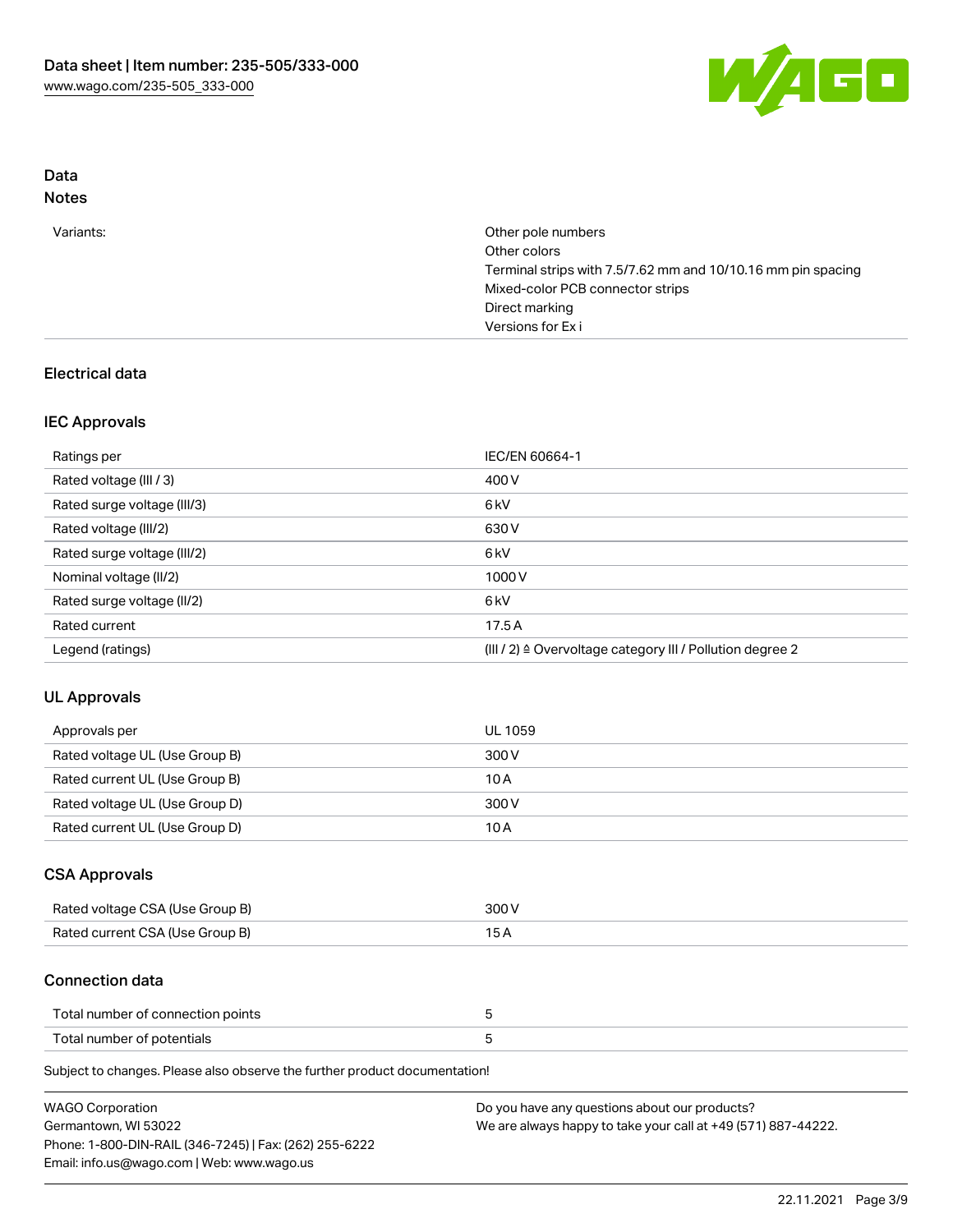## Data

### Notes

| | |
|---|---|
| Variants: | Other pole numbers<br>Other colors<br>Terminal strips with 7.5/7.62 mm and 10/10.16 mm pin spacing<br>Mixed-color PCB connector strips<br>Direct marking<br>Versions for Ex i |

## Electrical data

### IEC Approvals

| | |
|---|---|
| Ratings per | IEC/EN 60664-1 |
| Rated voltage (III / 3) | 400 V |
| Rated surge voltage (III/3) | 6 kV |
| Rated voltage (III/2) | 630 V |
| Rated surge voltage (III/2) | 6 kV |
| Nominal voltage (II/2) | 1000 V |
| Rated surge voltage (II/2) | 6 kV |
| Rated current | 17.5 A |
| Legend (ratings) | (III / 2) ≙ Overvoltage category III / Pollution degree 2 |

### UL Approvals

| | |
|---|---|
| Approvals per | UL 1059 |
| Rated voltage UL (Use Group B) | 300 V |
| Rated current UL (Use Group B) | 10 A |
| Rated voltage UL (Use Group D) | 300 V |
| Rated current UL (Use Group D) | 10 A |

### CSA Approvals

| | |
|---|---|
| Rated voltage CSA (Use Group B) | 300 V |
| Rated current CSA (Use Group B) | 15 A |

### Connection data

| | |
|---|---|
| Total number of connection points | 5 |
| Total number of potentials | 5 |

Subject to changes. Please also observe the further product documentation!

WAGO Corporation
Germantown, WI 53022
Phone: 1-800-DIN-RAIL (346-7245) | Fax: (262) 255-6222
Email: info.us@wago.com | Web: www.wago.us

Do you have any questions about our products?
We are always happy to take your call at +49 (571) 887-44222.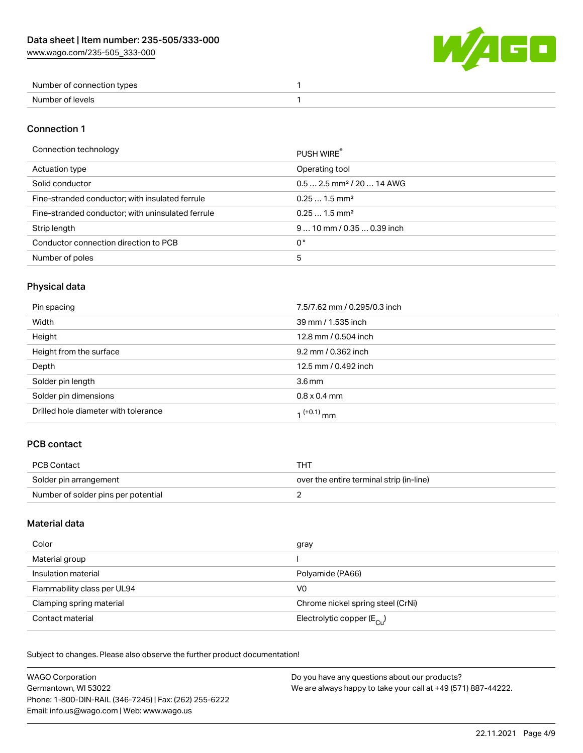| | |
|---|---|
| Number of connection types | 1 |
| Number of levels | 1 |

## Connection 1

| | |
|---|---|
| Connection technology | PUSH WIRE® |
| Actuation type | Operating tool |
| Solid conductor | 0.5 … 2.5 mm² / 20 … 14 AWG |
| Fine-stranded conductor; with insulated ferrule | 0.25 … 1.5 mm² |
| Fine-stranded conductor; with uninsulated ferrule | 0.25 … 1.5 mm² |
| Strip length | 9 … 10 mm / 0.35 … 0.39 inch |
| Conductor connection direction to PCB | 0 ° |
| Number of poles | 5 |

## Physical data

| | |
|---|---|
| Pin spacing | 7.5/7.62 mm / 0.295/0.3 inch |
| Width | 39 mm / 1.535 inch |
| Height | 12.8 mm / 0.504 inch |
| Height from the surface | 9.2 mm / 0.362 inch |
| Depth | 12.5 mm / 0.492 inch |
| Solder pin length | 3.6 mm |
| Solder pin dimensions | 0.8 x 0.4 mm |
| Drilled hole diameter with tolerance | $1^{(+0.1)}$ mm |

## PCB contact

| | |
|---|---|
| PCB Contact | THT |
| Solder pin arrangement | over the entire terminal strip (in-line) |
| Number of solder pins per potential | 2 |

## Material data

| | |
|---|---|
| Color | gray |
| Material group | I |
| Insulation material | Polyamide (PA66) |
| Flammability class per UL94 | V0 |
| Clamping spring material | Chrome nickel spring steel (CrNi) |
| Contact material | Electrolytic copper ($E_{Cu}$) |

Subject to changes. Please also observe the further product documentation!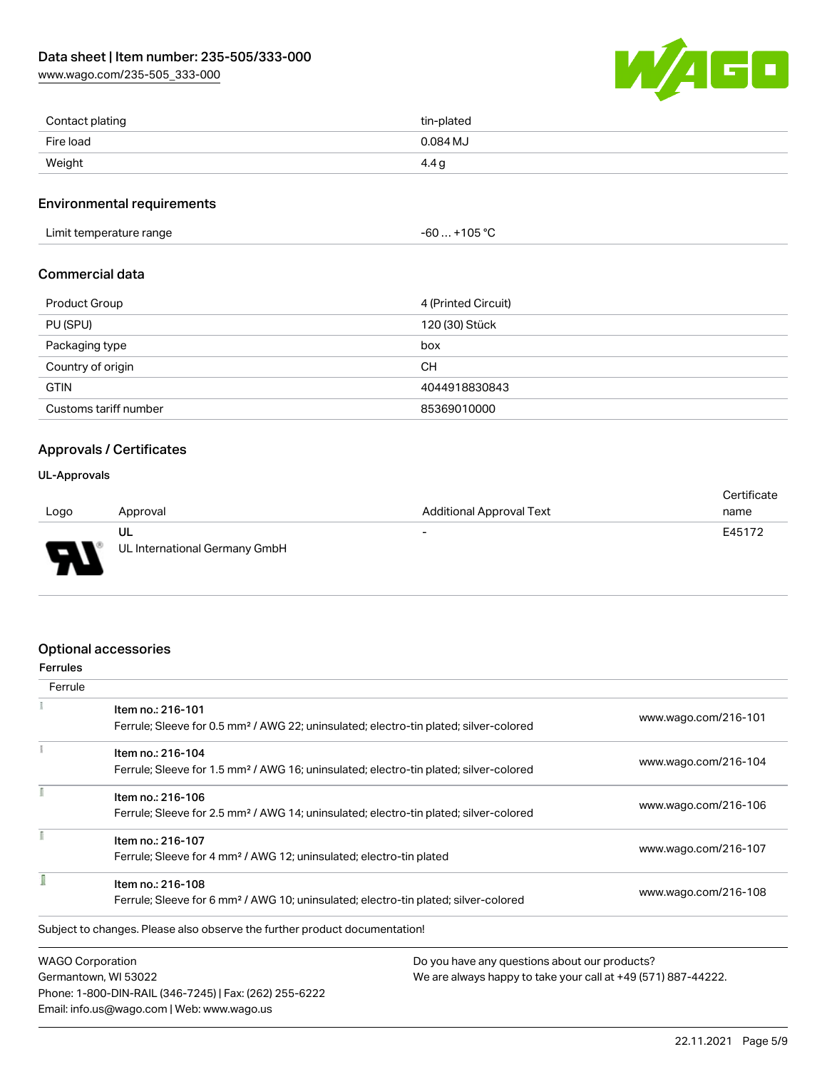| Contact plating | tin-plated |
| --- | --- |
| Fire load | 0.084 MJ |
| Weight | 4.4 g |

## Environmental requirements

| Limit temperature range | -60 … +105 °C |
| --- | --- |

## Commercial data

| Product Group | 4 (Printed Circuit) |
| --- | --- |
| PU (SPU) | 120 (30) Stück |
| Packaging type | box |
| Country of origin | CH |
| GTIN | 4044918830843 |
| Customs tariff number | 85369010000 |

## Approvals / Certificates

### UL-Approvals

| Logo | Approval | Additional Approval Text | Certificate name |
| --- | --- | --- | --- |
| | UL<br>UL International Germany GmbH | - | E45172 |

## Optional accessories

### Ferrules

| Ferrule | | |
| --- | --- | --- |
| | Item no.: 216-101<br>Ferrule; Sleeve for 0.5 mm² / AWG 22; uninsulated; electro-tin plated; silver-colored | www.wago.com/216-101 |
| | Item no.: 216-104<br>Ferrule; Sleeve for 1.5 mm² / AWG 16; uninsulated; electro-tin plated; silver-colored | www.wago.com/216-104 |
| | Item no.: 216-106<br>Ferrule; Sleeve for 2.5 mm² / AWG 14; uninsulated; electro-tin plated; silver-colored | www.wago.com/216-106 |
| | Item no.: 216-107<br>Ferrule; Sleeve for 4 mm² / AWG 12; uninsulated; electro-tin plated | www.wago.com/216-107 |
| | Item no.: 216-108<br>Ferrule; Sleeve for 6 mm² / AWG 10; uninsulated; electro-tin plated; silver-colored | www.wago.com/216-108 |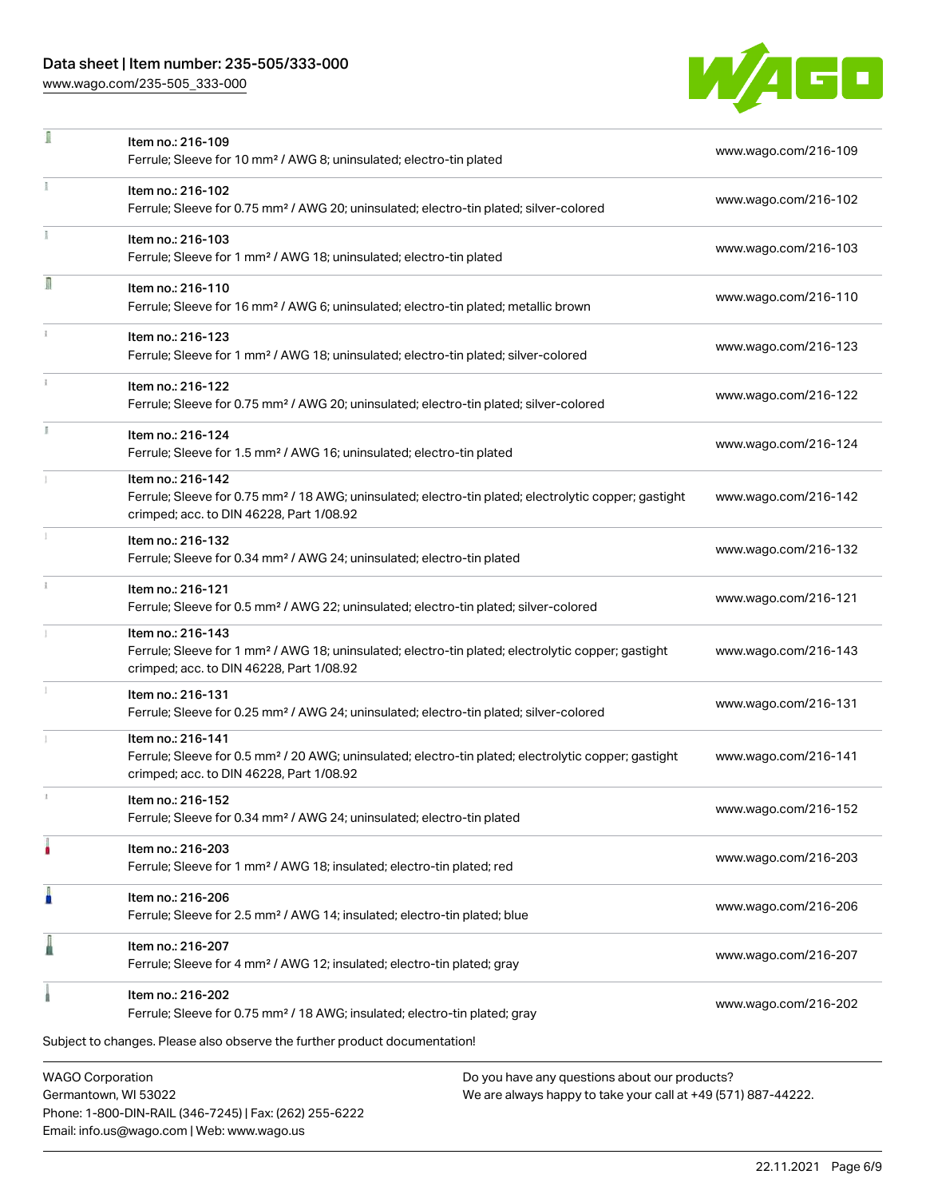| Item | Description | Link |
|---|---|---|
| | Item no.: 216-109<br>Ferrule; Sleeve for 10 mm² / AWG 8; uninsulated; electro-tin plated | www.wago.com/216-109 |
| | Item no.: 216-102<br>Ferrule; Sleeve for 0.75 mm² / AWG 20; uninsulated; electro-tin plated; silver-colored | www.wago.com/216-102 |
| | Item no.: 216-103<br>Ferrule; Sleeve for 1 mm² / AWG 18; uninsulated; electro-tin plated | www.wago.com/216-103 |
| | Item no.: 216-110<br>Ferrule; Sleeve for 16 mm² / AWG 6; uninsulated; electro-tin plated; metallic brown | www.wago.com/216-110 |
| | Item no.: 216-123<br>Ferrule; Sleeve for 1 mm² / AWG 18; uninsulated; electro-tin plated; silver-colored | www.wago.com/216-123 |
| | Item no.: 216-122<br>Ferrule; Sleeve for 0.75 mm² / AWG 20; uninsulated; electro-tin plated; silver-colored | www.wago.com/216-122 |
| | Item no.: 216-124<br>Ferrule; Sleeve for 1.5 mm² / AWG 16; uninsulated; electro-tin plated | www.wago.com/216-124 |
| | Item no.: 216-142<br>Ferrule; Sleeve for 0.75 mm² / 18 AWG; uninsulated; electro-tin plated; electrolytic copper; gastight crimped; acc. to DIN 46228, Part 1/08.92 | www.wago.com/216-142 |
| | Item no.: 216-132<br>Ferrule; Sleeve for 0.34 mm² / AWG 24; uninsulated; electro-tin plated | www.wago.com/216-132 |
| | Item no.: 216-121<br>Ferrule; Sleeve for 0.5 mm² / AWG 22; uninsulated; electro-tin plated; silver-colored | www.wago.com/216-121 |
| | Item no.: 216-143<br>Ferrule; Sleeve for 1 mm² / AWG 18; uninsulated; electro-tin plated; electrolytic copper; gastight crimped; acc. to DIN 46228, Part 1/08.92 | www.wago.com/216-143 |
| | Item no.: 216-131<br>Ferrule; Sleeve for 0.25 mm² / AWG 24; uninsulated; electro-tin plated; silver-colored | www.wago.com/216-131 |
| | Item no.: 216-141<br>Ferrule; Sleeve for 0.5 mm² / 20 AWG; uninsulated; electro-tin plated; electrolytic copper; gastight crimped; acc. to DIN 46228, Part 1/08.92 | www.wago.com/216-141 |
| | Item no.: 216-152<br>Ferrule; Sleeve for 0.34 mm² / AWG 24; uninsulated; electro-tin plated | www.wago.com/216-152 |
| | Item no.: 216-203<br>Ferrule; Sleeve for 1 mm² / AWG 18; insulated; electro-tin plated; red | www.wago.com/216-203 |
| | Item no.: 216-206<br>Ferrule; Sleeve for 2.5 mm² / AWG 14; insulated; electro-tin plated; blue | www.wago.com/216-206 |
| | Item no.: 216-207<br>Ferrule; Sleeve for 4 mm² / AWG 12; insulated; electro-tin plated; gray | www.wago.com/216-207 |
| | Item no.: 216-202<br>Ferrule; Sleeve for 0.75 mm² / 18 AWG; insulated; electro-tin plated; gray | www.wago.com/216-202 |

Subject to changes. Please also observe the further product documentation!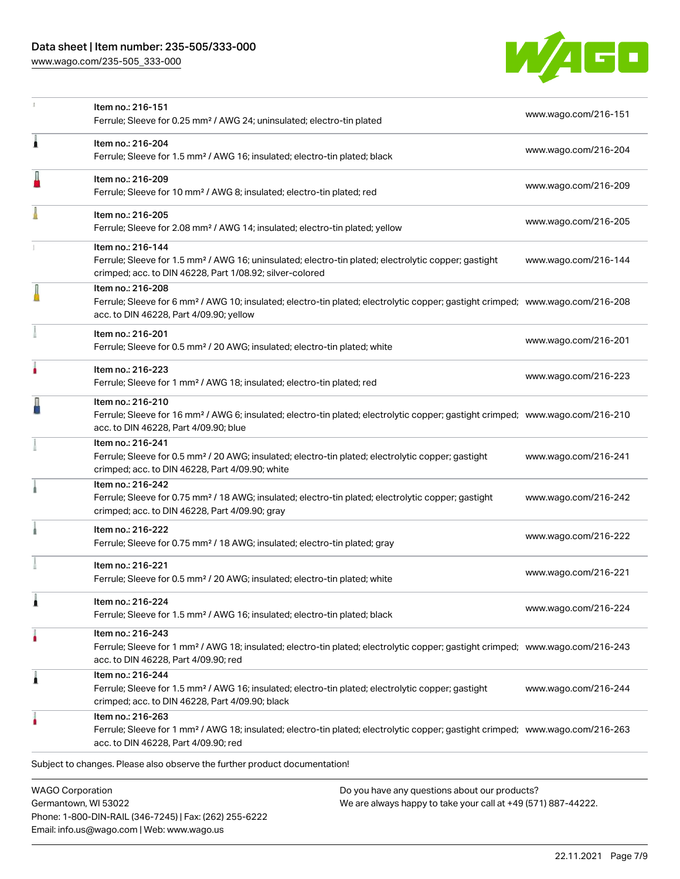| Item | URL |
| --- | --- |
| Item no.: 216-151<br>Ferrule; Sleeve for 0.25 mm² / AWG 24; uninsulated; electro-tin plated | www.wago.com/216-151 |
| Item no.: 216-204<br>Ferrule; Sleeve for 1.5 mm² / AWG 16; insulated; electro-tin plated; black | www.wago.com/216-204 |
| Item no.: 216-209<br>Ferrule; Sleeve for 10 mm² / AWG 8; insulated; electro-tin plated; red | www.wago.com/216-209 |
| Item no.: 216-205<br>Ferrule; Sleeve for 2.08 mm² / AWG 14; insulated; electro-tin plated; yellow | www.wago.com/216-205 |
| Item no.: 216-144<br>Ferrule; Sleeve for 1.5 mm² / AWG 16; uninsulated; electro-tin plated; electrolytic copper; gastight crimped; acc. to DIN 46228, Part 1/08.92; silver-colored | www.wago.com/216-144 |
| Item no.: 216-208<br>Ferrule; Sleeve for 6 mm² / AWG 10; insulated; electro-tin plated; electrolytic copper; gastight crimped; acc. to DIN 46228, Part 4/09.90; yellow | www.wago.com/216-208 |
| Item no.: 216-201<br>Ferrule; Sleeve for 0.5 mm² / 20 AWG; insulated; electro-tin plated; white | www.wago.com/216-201 |
| Item no.: 216-223<br>Ferrule; Sleeve for 1 mm² / AWG 18; insulated; electro-tin plated; red | www.wago.com/216-223 |
| Item no.: 216-210<br>Ferrule; Sleeve for 16 mm² / AWG 6; insulated; electro-tin plated; electrolytic copper; gastight crimped; acc. to DIN 46228, Part 4/09.90; blue | www.wago.com/216-210 |
| Item no.: 216-241<br>Ferrule; Sleeve for 0.5 mm² / 20 AWG; insulated; electro-tin plated; electrolytic copper; gastight crimped; acc. to DIN 46228, Part 4/09.90; white | www.wago.com/216-241 |
| Item no.: 216-242<br>Ferrule; Sleeve for 0.75 mm² / 18 AWG; insulated; electro-tin plated; electrolytic copper; gastight crimped; acc. to DIN 46228, Part 4/09.90; gray | www.wago.com/216-242 |
| Item no.: 216-222<br>Ferrule; Sleeve for 0.75 mm² / 18 AWG; insulated; electro-tin plated; gray | www.wago.com/216-222 |
| Item no.: 216-221<br>Ferrule; Sleeve for 0.5 mm² / 20 AWG; insulated; electro-tin plated; white | www.wago.com/216-221 |
| Item no.: 216-224<br>Ferrule; Sleeve for 1.5 mm² / AWG 16; insulated; electro-tin plated; black | www.wago.com/216-224 |
| Item no.: 216-243<br>Ferrule; Sleeve for 1 mm² / AWG 18; insulated; electro-tin plated; electrolytic copper; gastight crimped; acc. to DIN 46228, Part 4/09.90; red | www.wago.com/216-243 |
| Item no.: 216-244<br>Ferrule; Sleeve for 1.5 mm² / AWG 16; insulated; electro-tin plated; electrolytic copper; gastight crimped; acc. to DIN 46228, Part 4/09.90; black | www.wago.com/216-244 |
| Item no.: 216-263<br>Ferrule; Sleeve for 1 mm² / AWG 18; insulated; electro-tin plated; electrolytic copper; gastight crimped; acc. to DIN 46228, Part 4/09.90; red | www.wago.com/216-263 |

Subject to changes. Please also observe the further product documentation!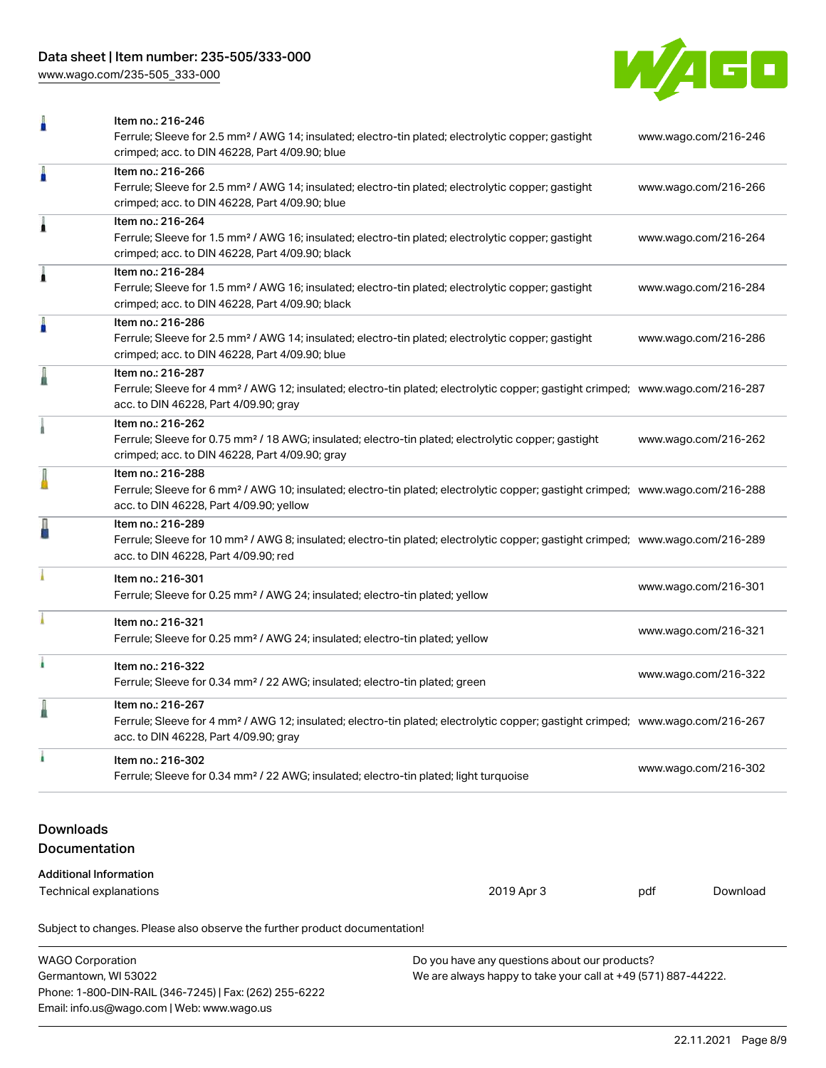| Item | Link |
|---|---|
| Item no.: 216-246<br>Ferrule; Sleeve for 2.5 mm² / AWG 14; insulated; electro-tin plated; electrolytic copper; gastight crimped; acc. to DIN 46228, Part 4/09.90; blue | www.wago.com/216-246 |
| Item no.: 216-266<br>Ferrule; Sleeve for 2.5 mm² / AWG 14; insulated; electro-tin plated; electrolytic copper; gastight crimped; acc. to DIN 46228, Part 4/09.90; blue | www.wago.com/216-266 |
| Item no.: 216-264<br>Ferrule; Sleeve for 1.5 mm² / AWG 16; insulated; electro-tin plated; electrolytic copper; gastight crimped; acc. to DIN 46228, Part 4/09.90; black | www.wago.com/216-264 |
| Item no.: 216-284<br>Ferrule; Sleeve for 1.5 mm² / AWG 16; insulated; electro-tin plated; electrolytic copper; gastight crimped; acc. to DIN 46228, Part 4/09.90; black | www.wago.com/216-284 |
| Item no.: 216-286<br>Ferrule; Sleeve for 2.5 mm² / AWG 14; insulated; electro-tin plated; electrolytic copper; gastight crimped; acc. to DIN 46228, Part 4/09.90; blue | www.wago.com/216-286 |
| Item no.: 216-287<br>Ferrule; Sleeve for 4 mm² / AWG 12; insulated; electro-tin plated; electrolytic copper; gastight crimped; acc. to DIN 46228, Part 4/09.90; gray | www.wago.com/216-287 |
| Item no.: 216-262<br>Ferrule; Sleeve for 0.75 mm² / 18 AWG; insulated; electro-tin plated; electrolytic copper; gastight crimped; acc. to DIN 46228, Part 4/09.90; gray | www.wago.com/216-262 |
| Item no.: 216-288<br>Ferrule; Sleeve for 6 mm² / AWG 10; insulated; electro-tin plated; electrolytic copper; gastight crimped; acc. to DIN 46228, Part 4/09.90; yellow | www.wago.com/216-288 |
| Item no.: 216-289<br>Ferrule; Sleeve for 10 mm² / AWG 8; insulated; electro-tin plated; electrolytic copper; gastight crimped; acc. to DIN 46228, Part 4/09.90; red | www.wago.com/216-289 |
| Item no.: 216-301<br>Ferrule; Sleeve for 0.25 mm² / AWG 24; insulated; electro-tin plated; yellow | www.wago.com/216-301 |
| Item no.: 216-321<br>Ferrule; Sleeve for 0.25 mm² / AWG 24; insulated; electro-tin plated; yellow | www.wago.com/216-321 |
| Item no.: 216-322<br>Ferrule; Sleeve for 0.34 mm² / 22 AWG; insulated; electro-tin plated; green | www.wago.com/216-322 |
| Item no.: 216-267<br>Ferrule; Sleeve for 4 mm² / AWG 12; insulated; electro-tin plated; electrolytic copper; gastight crimped; acc. to DIN 46228, Part 4/09.90; gray | www.wago.com/216-267 |
| Item no.: 216-302<br>Ferrule; Sleeve for 0.34 mm² / 22 AWG; insulated; electro-tin plated; light turquoise | www.wago.com/216-302 |

## Downloads

### Documentation

**Additional Information**

| | | | |
|---|---|---|---|
| Technical explanations | 2019 Apr 3 | pdf | Download |

Subject to changes. Please also observe the further product documentation!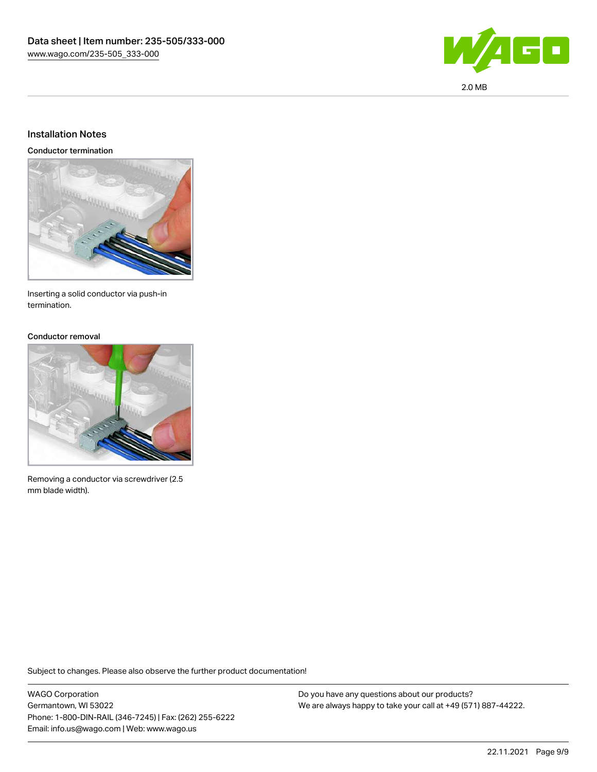## Installation Notes

### Conductor termination

Inserting a solid conductor via push-in termination.

### Conductor removal

Removing a conductor via screwdriver (2.5 mm blade width).

Subject to changes. Please also observe the further product documentation!

WAGO Corporation
Germantown, WI 53022
Phone: 1-800-DIN-RAIL (346-7245) | Fax: (262) 255-6222
Email: info.us@wago.com | Web: www.wago.us

Do you have any questions about our products?
We are always happy to take your call at +49 (571) 887-44222.